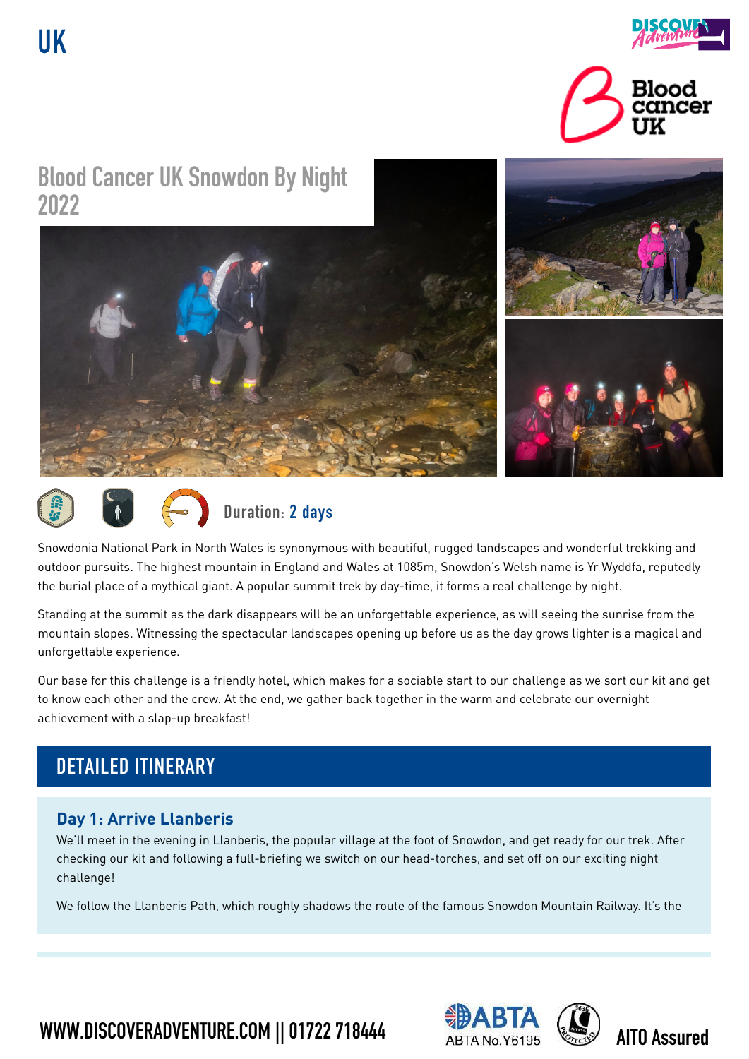# UK

## Blood Cancer UK Snowdon By Night 2022

Duration: **2 days**

Snowdonia National Park in North Wales is synonymous with beautiful, rugged landscapes and wonderful trekking and outdoor pursuits. The highest mountain in England and Wales at 1085m, Snowdon's Welsh name is Yr Wyddfa, reputedly the burial place of a mythical giant. A popular summit trek by day-time, it forms a real challenge by night.

Standing at the summit as the dark disappears will be an unforgettable experience, as will seeing the sunrise from the mountain slopes. Witnessing the spectacular landscapes opening up before us as the day grows lighter is a magical and unforgettable experience.

Our base for this challenge is a friendly hotel, which makes for a sociable start to our challenge as we sort our kit and get to know each other and the crew. At the end, we gather back together in the warm and celebrate our overnight achievement with a slap-up breakfast!

## DETAILED ITINERARY

### Day 1: Arrive Llanberis

We'll meet in the evening in Llanberis, the popular village at the foot of Snowdon, and get ready for our trek. After checking our kit and following a full-briefing we switch on our head-torches, and set off on our exciting night challenge!

We follow the Llanberis Path, which roughly shadows the route of the famous Snowdon Mountain Railway. It's the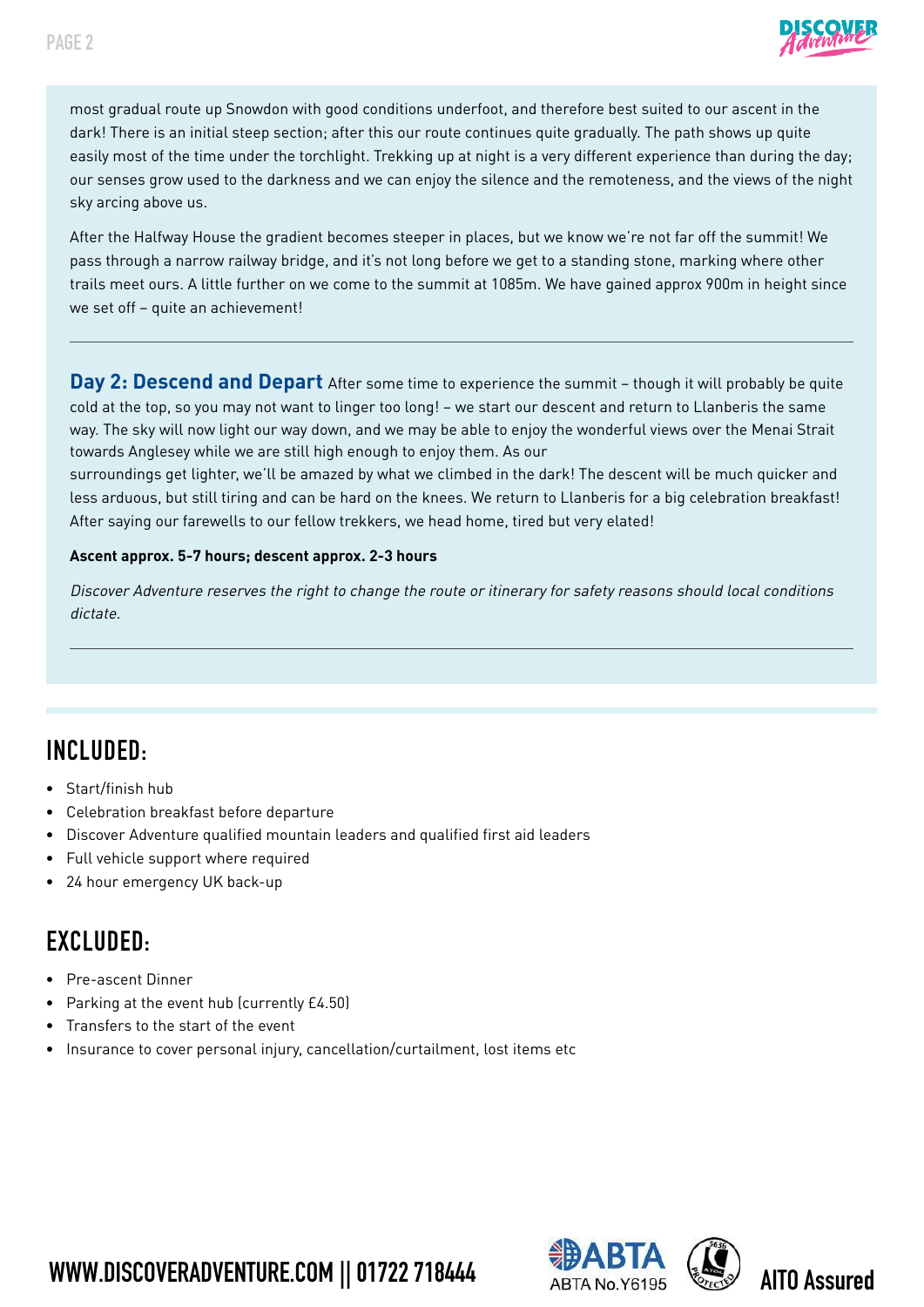most gradual route up Snowdon with good conditions underfoot, and therefore best suited to our ascent in the dark! There is an initial steep section; after this our route continues quite gradually. The path shows up quite easily most of the time under the torchlight. Trekking up at night is a very different experience than during the day; our senses grow used to the darkness and we can enjoy the silence and the remoteness, and the views of the night sky arcing above us.

After the Halfway House the gradient becomes steeper in places, but we know we're not far off the summit! We pass through a narrow railway bridge, and it's not long before we get to a standing stone, marking where other trails meet ours. A little further on we come to the summit at 1085m. We have gained approx 900m in height since we set off – quite an achievement!

---

**Day 2: Descend and Depart** After some time to experience the summit – though it will probably be quite cold at the top, so you may not want to linger too long! – we start our descent and return to Llanberis the same way. The sky will now light our way down, and we may be able to enjoy the wonderful views over the Menai Strait towards Anglesey while we are still high enough to enjoy them. As our surroundings get lighter, we'll be amazed by what we climbed in the dark! The descent will be much quicker and less arduous, but still tiring and can be hard on the knees. We return to Llanberis for a big celebration breakfast! After saying our farewells to our fellow trekkers, we head home, tired but very elated!

**Ascent approx. 5-7 hours; descent approx. 2-3 hours**

*Discover Adventure reserves the right to change the route or itinerary for safety reasons should local conditions dictate.*

---

## INCLUDED:

- Start/finish hub
- Celebration breakfast before departure
- Discover Adventure qualified mountain leaders and qualified first aid leaders
- Full vehicle support where required
- 24 hour emergency UK back-up

## EXCLUDED:

- Pre-ascent Dinner
- Parking at the event hub (currently £4.50)
- Transfers to the start of the event
- Insurance to cover personal injury, cancellation/curtailment, lost items etc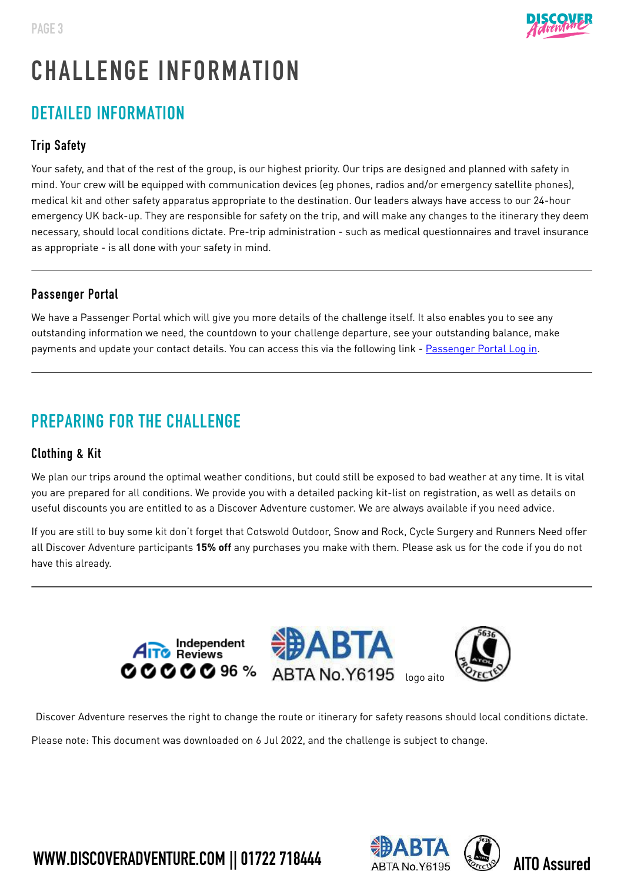# CHALLENGE INFORMATION

## DETAILED INFORMATION

### Trip Safety

Your safety, and that of the rest of the group, is our highest priority. Our trips are designed and planned with safety in mind. Your crew will be equipped with communication devices (eg phones, radios and/or emergency satellite phones), medical kit and other safety apparatus appropriate to the destination. Our leaders always have access to our 24-hour emergency UK back-up. They are responsible for safety on the trip, and will make any changes to the itinerary they deem necessary, should local conditions dictate. Pre-trip administration - such as medical questionnaires and travel insurance as appropriate - is all done with your safety in mind.

---

### Passenger Portal

We have a Passenger Portal which will give you more details of the challenge itself. It also enables you to see any outstanding information we need, the countdown to your challenge departure, see your outstanding balance, make payments and update your contact details. You can access this via the following link - Passenger Portal Log in.

---

## PREPARING FOR THE CHALLENGE

### Clothing & Kit

We plan our trips around the optimal weather conditions, but could still be exposed to bad weather at any time. It is vital you are prepared for all conditions. We provide you with a detailed packing kit-list on registration, as well as details on useful discounts you are entitled to as a Discover Adventure customer. We are always available if you need advice.

If you are still to buy some kit don't forget that Cotswold Outdoor, Snow and Rock, Cycle Surgery and Runners Need offer all Discover Adventure participants **15% off** any purchases you make with them. Please ask us for the code if you do not have this already.

---

AITO Independent Reviews 96 %

ABTA No.Y6195

logo aito

Discover Adventure reserves the right to change the route or itinerary for safety reasons should local conditions dictate.

Please note: This document was downloaded on 6 Jul 2022, and the challenge is subject to change.